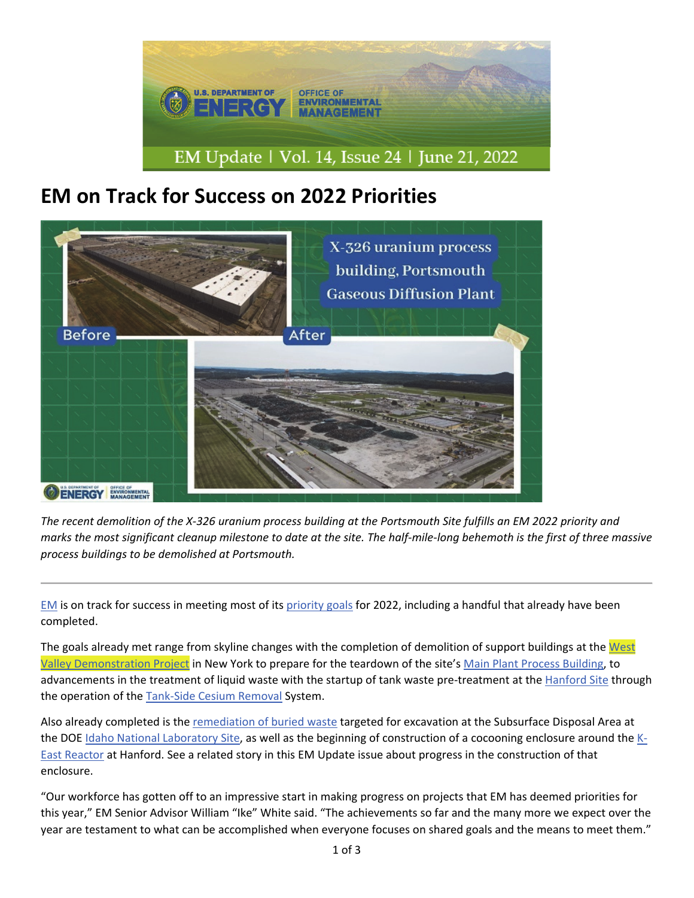EM Update | Vol. 14, Issue 24 | June 21, 2022

# EM on Track for Success on 2022 Priorities

*The recent demolition of the X-326 uranium process building at the Portsmouth Site fulfills an EM 2022 priority and marks the most significant cleanup milestone to date at the site. The half-mile-long behemoth is the first of three massive process buildings to be demolished at Portsmouth.*

---

EM is on track for success in meeting most of its priority goals for 2022, including a handful that already have been completed.

The goals already met range from skyline changes with the completion of demolition of support buildings at the West Valley Demonstration Project in New York to prepare for the teardown of the site's Main Plant Process Building, to advancements in the treatment of liquid waste with the startup of tank waste pre-treatment at the Hanford Site through the operation of the Tank-Side Cesium Removal System.

Also already completed is the remediation of buried waste targeted for excavation at the Subsurface Disposal Area at the DOE Idaho National Laboratory Site, as well as the beginning of construction of a cocooning enclosure around the K-East Reactor at Hanford. See a related story in this EM Update issue about progress in the construction of that enclosure.

"Our workforce has gotten off to an impressive start in making progress on projects that EM has deemed priorities for this year," EM Senior Advisor William "Ike" White said. "The achievements so far and the many more we expect over the year are testament to what can be accomplished when everyone focuses on shared goals and the means to meet them."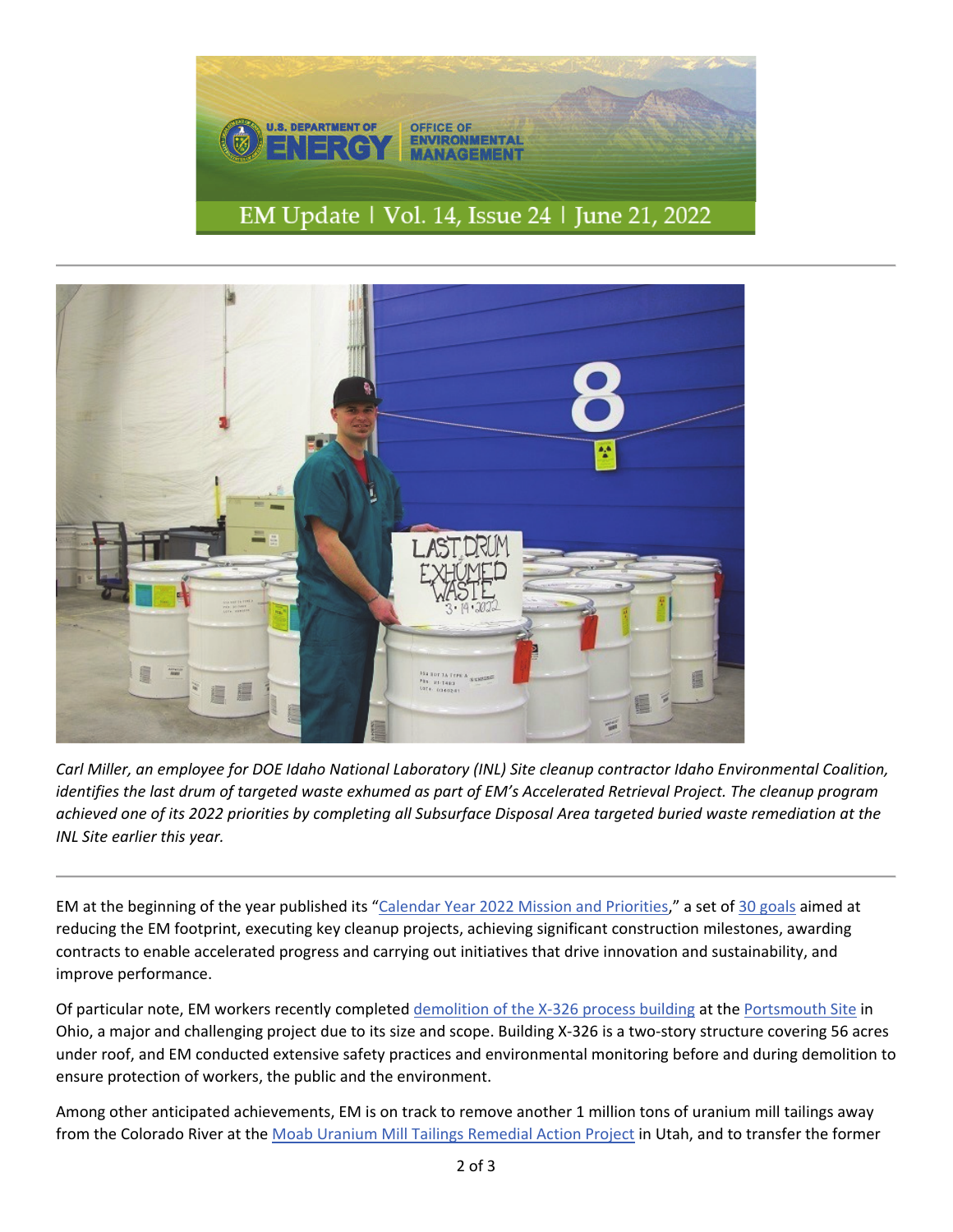EM Update | Vol. 14, Issue 24 | June 21, 2022

*Carl Miller, an employee for DOE Idaho National Laboratory (INL) Site cleanup contractor Idaho Environmental Coalition, identifies the last drum of targeted waste exhumed as part of EM's Accelerated Retrieval Project. The cleanup program achieved one of its 2022 priorities by completing all Subsurface Disposal Area targeted buried waste remediation at the INL Site earlier this year.*

---

EM at the beginning of the year published its "Calendar Year 2022 Mission and Priorities," a set of 30 goals aimed at reducing the EM footprint, executing key cleanup projects, achieving significant construction milestones, awarding contracts to enable accelerated progress and carrying out initiatives that drive innovation and sustainability, and improve performance.

Of particular note, EM workers recently completed demolition of the X-326 process building at the Portsmouth Site in Ohio, a major and challenging project due to its size and scope. Building X-326 is a two-story structure covering 56 acres under roof, and EM conducted extensive safety practices and environmental monitoring before and during demolition to ensure protection of workers, the public and the environment.

Among other anticipated achievements, EM is on track to remove another 1 million tons of uranium mill tailings away from the Colorado River at the Moab Uranium Mill Tailings Remedial Action Project in Utah, and to transfer the former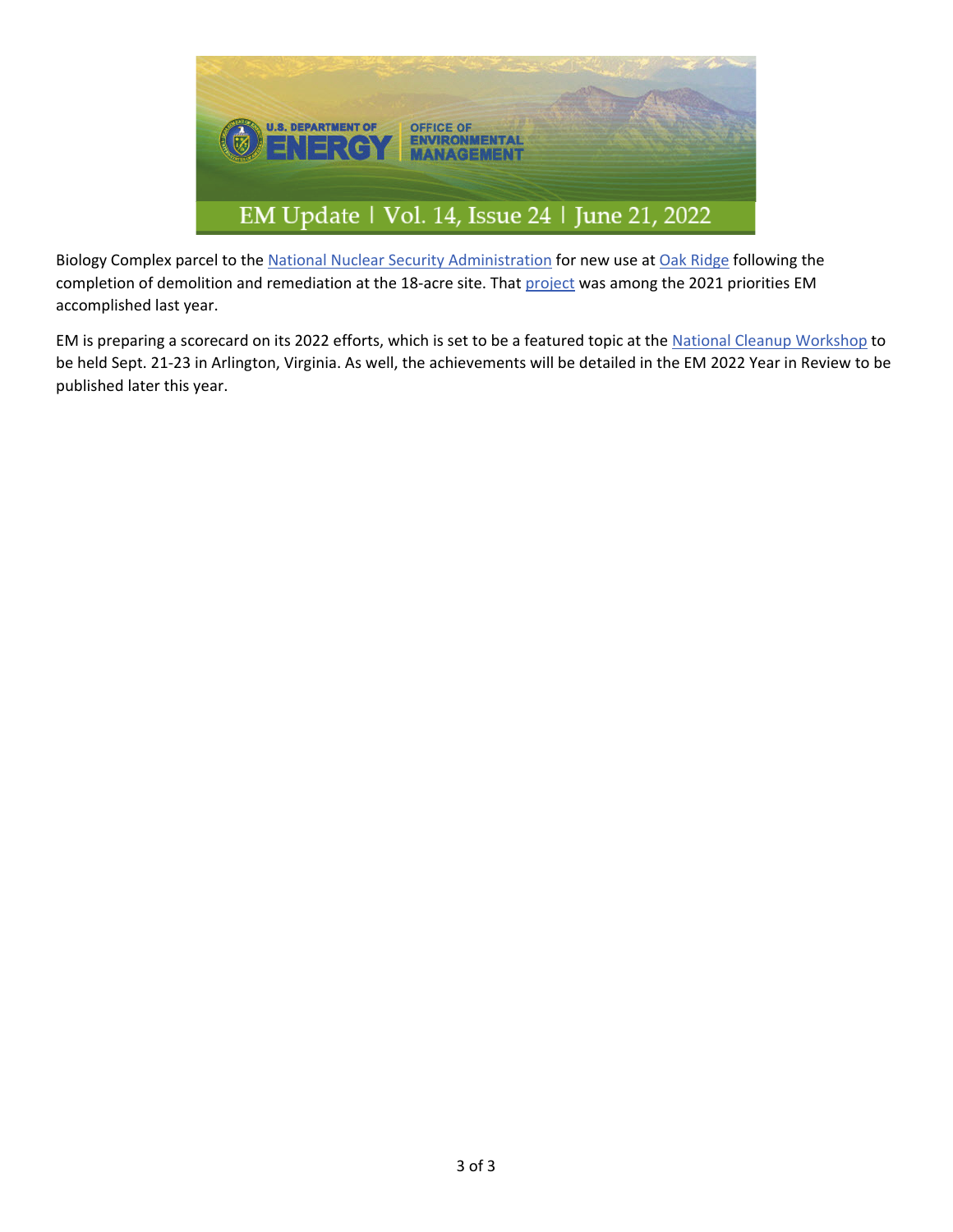Biology Complex parcel to the National Nuclear Security Administration for new use at Oak Ridge following the completion of demolition and remediation at the 18-acre site. That project was among the 2021 priorities EM accomplished last year.

EM is preparing a scorecard on its 2022 efforts, which is set to be a featured topic at the National Cleanup Workshop to be held Sept. 21-23 in Arlington, Virginia. As well, the achievements will be detailed in the EM 2022 Year in Review to be published later this year.